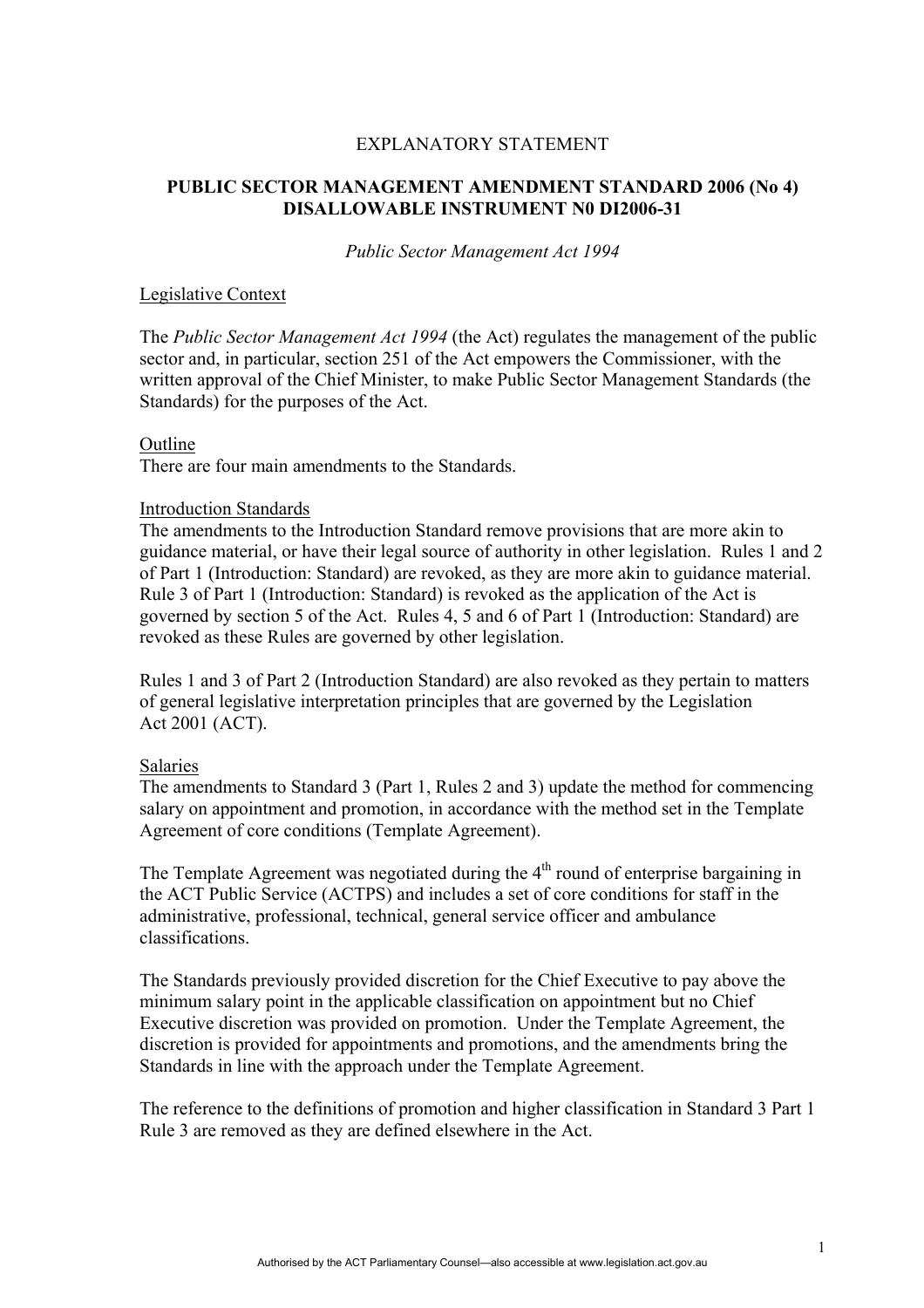EXPLANATORY STATEMENT

**PUBLIC SECTOR MANAGEMENT AMENDMENT STANDARD 2006 (No 4)**
**DISALLOWABLE INSTRUMENT N0 DI2006-31**

*Public Sector Management Act 1994*

## Legislative Context

The *Public Sector Management Act 1994* (the Act) regulates the management of the public sector and, in particular, section 251 of the Act empowers the Commissioner, with the written approval of the Chief Minister, to make Public Sector Management Standards (the Standards) for the purposes of the Act.

## Outline

There are four main amendments to the Standards.

## Introduction Standards

The amendments to the Introduction Standard remove provisions that are more akin to guidance material, or have their legal source of authority in other legislation. Rules 1 and 2 of Part 1 (Introduction: Standard) are revoked, as they are more akin to guidance material. Rule 3 of Part 1 (Introduction: Standard) is revoked as the application of the Act is governed by section 5 of the Act. Rules 4, 5 and 6 of Part 1 (Introduction: Standard) are revoked as these Rules are governed by other legislation.

Rules 1 and 3 of Part 2 (Introduction Standard) are also revoked as they pertain to matters of general legislative interpretation principles that are governed by the Legislation Act 2001 (ACT).

## Salaries

The amendments to Standard 3 (Part 1, Rules 2 and 3) update the method for commencing salary on appointment and promotion, in accordance with the method set in the Template Agreement of core conditions (Template Agreement).

The Template Agreement was negotiated during the 4th round of enterprise bargaining in the ACT Public Service (ACTPS) and includes a set of core conditions for staff in the administrative, professional, technical, general service officer and ambulance classifications.

The Standards previously provided discretion for the Chief Executive to pay above the minimum salary point in the applicable classification on appointment but no Chief Executive discretion was provided on promotion. Under the Template Agreement, the discretion is provided for appointments and promotions, and the amendments bring the Standards in line with the approach under the Template Agreement.

The reference to the definitions of promotion and higher classification in Standard 3 Part 1 Rule 3 are removed as they are defined elsewhere in the Act.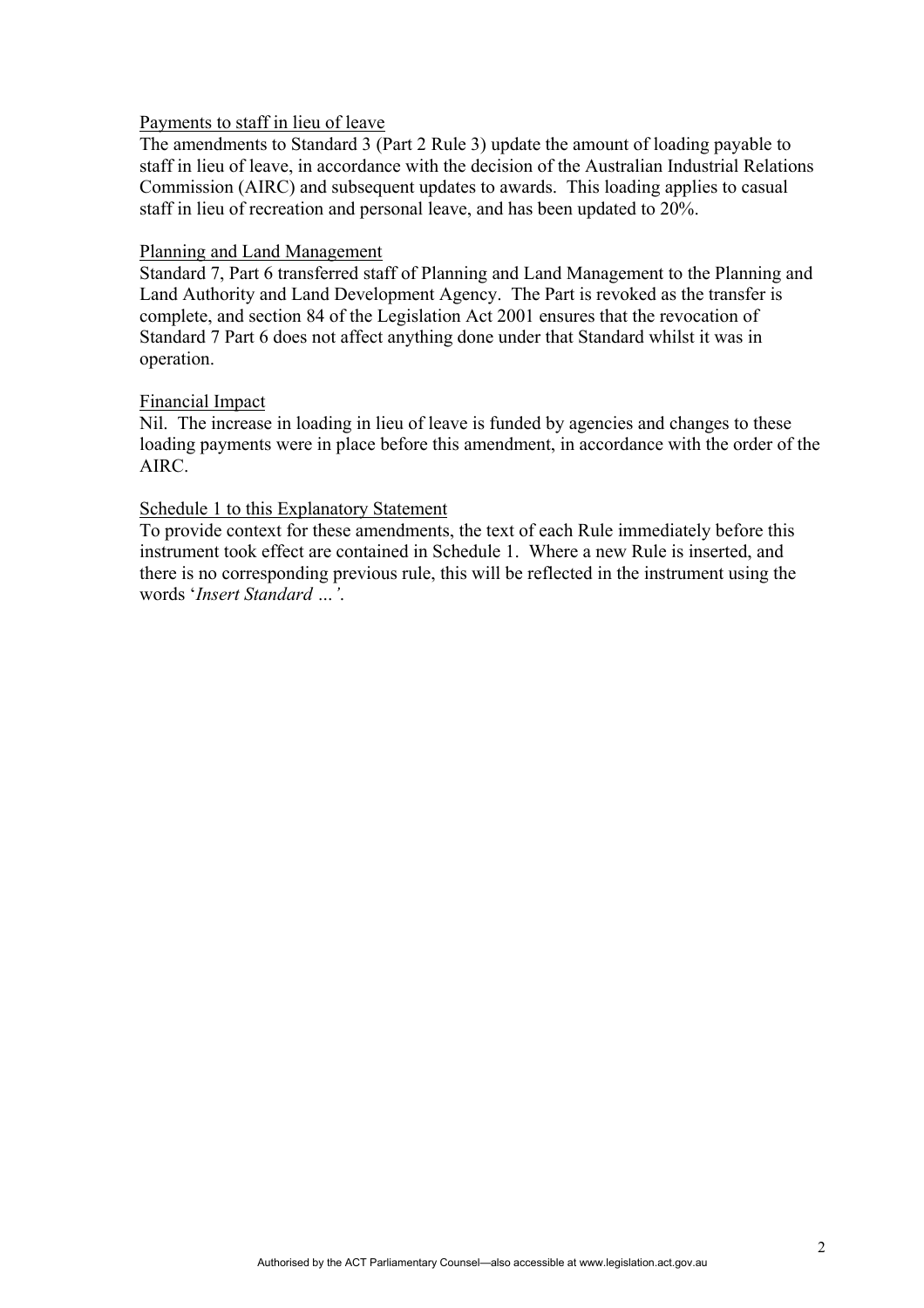Payments to staff in lieu of leave

The amendments to Standard 3 (Part 2 Rule 3) update the amount of loading payable to staff in lieu of leave, in accordance with the decision of the Australian Industrial Relations Commission (AIRC) and subsequent updates to awards. This loading applies to casual staff in lieu of recreation and personal leave, and has been updated to 20%.

Planning and Land Management

Standard 7, Part 6 transferred staff of Planning and Land Management to the Planning and Land Authority and Land Development Agency. The Part is revoked as the transfer is complete, and section 84 of the Legislation Act 2001 ensures that the revocation of Standard 7 Part 6 does not affect anything done under that Standard whilst it was in operation.

Financial Impact

Nil. The increase in loading in lieu of leave is funded by agencies and changes to these loading payments were in place before this amendment, in accordance with the order of the AIRC.

Schedule 1 to this Explanatory Statement

To provide context for these amendments, the text of each Rule immediately before this instrument took effect are contained in Schedule 1. Where a new Rule is inserted, and there is no corresponding previous rule, this will be reflected in the instrument using the words '*Insert Standard …'*.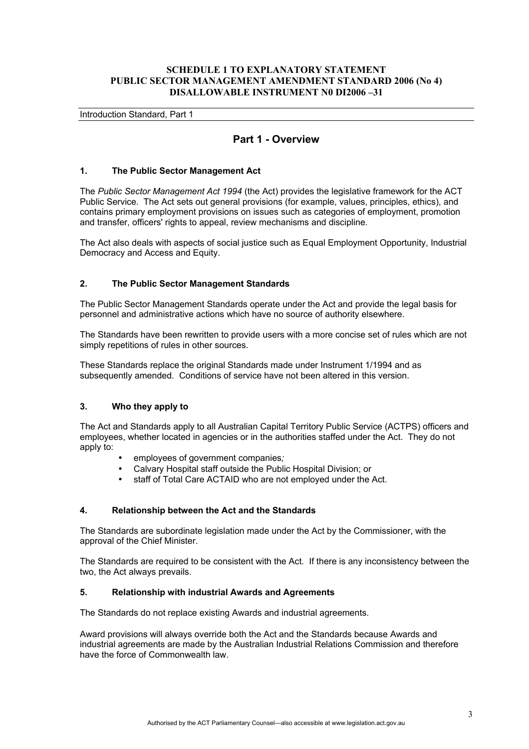**SCHEDULE 1 TO EXPLANATORY STATEMENT**
**PUBLIC SECTOR MANAGEMENT AMENDMENT STANDARD 2006 (No 4)**
**DISALLOWABLE INSTRUMENT N0 DI2006 –31**

Introduction Standard, Part 1

# Part 1 - Overview

### 1. The Public Sector Management Act

The *Public Sector Management Act 1994* (the Act) provides the legislative framework for the ACT Public Service. The Act sets out general provisions (for example, values, principles, ethics), and contains primary employment provisions on issues such as categories of employment, promotion and transfer, officers' rights to appeal, review mechanisms and discipline.

The Act also deals with aspects of social justice such as Equal Employment Opportunity, Industrial Democracy and Access and Equity.

### 2. The Public Sector Management Standards

The Public Sector Management Standards operate under the Act and provide the legal basis for personnel and administrative actions which have no source of authority elsewhere.

The Standards have been rewritten to provide users with a more concise set of rules which are not simply repetitions of rules in other sources.

These Standards replace the original Standards made under Instrument 1/1994 and as subsequently amended. Conditions of service have not been altered in this version.

### 3. Who they apply to

The Act and Standards apply to all Australian Capital Territory Public Service (ACTPS) officers and employees, whether located in agencies or in the authorities staffed under the Act. They do not apply to:

- employees of government companies;
- Calvary Hospital staff outside the Public Hospital Division; or
- staff of Total Care ACTAID who are not employed under the Act.

### 4. Relationship between the Act and the Standards

The Standards are subordinate legislation made under the Act by the Commissioner, with the approval of the Chief Minister.

The Standards are required to be consistent with the Act. If there is any inconsistency between the two, the Act always prevails.

### 5. Relationship with industrial Awards and Agreements

The Standards do not replace existing Awards and industrial agreements.

Award provisions will always override both the Act and the Standards because Awards and industrial agreements are made by the Australian Industrial Relations Commission and therefore have the force of Commonwealth law.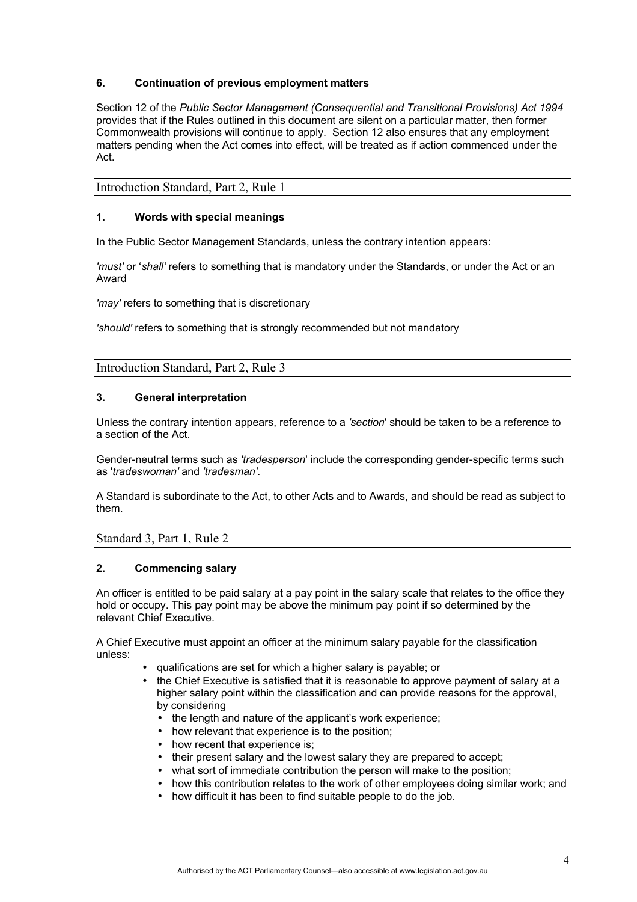### 6. Continuation of previous employment matters

Section 12 of the *Public Sector Management (Consequential and Transitional Provisions) Act 1994* provides that if the Rules outlined in this document are silent on a particular matter, then former Commonwealth provisions will continue to apply. Section 12 also ensures that any employment matters pending when the Act comes into effect, will be treated as if action commenced under the Act.

## Introduction Standard, Part 2, Rule 1

### 1. Words with special meanings

In the Public Sector Management Standards, unless the contrary intention appears:

*'must'* or '*shall'* refers to something that is mandatory under the Standards, or under the Act or an Award

*'may'* refers to something that is discretionary

*'should'* refers to something that is strongly recommended but not mandatory

## Introduction Standard, Part 2, Rule 3

### 3. General interpretation

Unless the contrary intention appears, reference to a *'section*' should be taken to be a reference to a section of the Act.

Gender-neutral terms such as *'tradesperson*' include the corresponding gender-specific terms such as '*tradeswoman'* and *'tradesman'*.

A Standard is subordinate to the Act, to other Acts and to Awards, and should be read as subject to them.

## Standard 3, Part 1, Rule 2

### 2. Commencing salary

An officer is entitled to be paid salary at a pay point in the salary scale that relates to the office they hold or occupy. This pay point may be above the minimum pay point if so determined by the relevant Chief Executive.

A Chief Executive must appoint an officer at the minimum salary payable for the classification unless:

- qualifications are set for which a higher salary is payable; or
- the Chief Executive is satisfied that it is reasonable to approve payment of salary at a higher salary point within the classification and can provide reasons for the approval, by considering
  - the length and nature of the applicant's work experience;
  - how relevant that experience is to the position;
  - how recent that experience is;
  - their present salary and the lowest salary they are prepared to accept;
  - what sort of immediate contribution the person will make to the position;
  - how this contribution relates to the work of other employees doing similar work; and
  - how difficult it has been to find suitable people to do the job.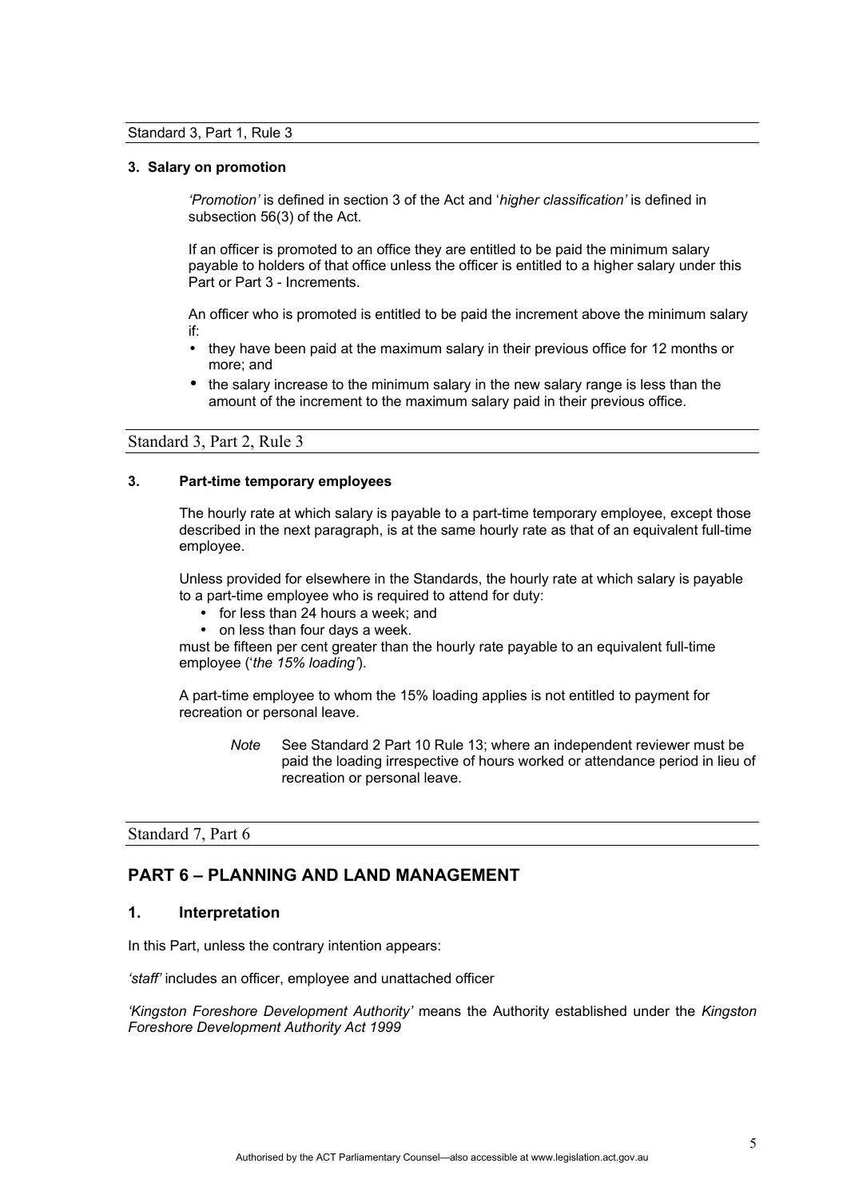Standard 3, Part 1, Rule 3

### 3. Salary on promotion

*'Promotion'* is defined in section 3 of the Act and '*higher classification'* is defined in subsection 56(3) of the Act.

If an officer is promoted to an office they are entitled to be paid the minimum salary payable to holders of that office unless the officer is entitled to a higher salary under this Part or Part 3 - Increments.

An officer who is promoted is entitled to be paid the increment above the minimum salary if:

- they have been paid at the maximum salary in their previous office for 12 months or more; and
- the salary increase to the minimum salary in the new salary range is less than the amount of the increment to the maximum salary paid in their previous office.

Standard 3, Part 2, Rule 3

### 3. Part-time temporary employees

The hourly rate at which salary is payable to a part-time temporary employee, except those described in the next paragraph, is at the same hourly rate as that of an equivalent full-time employee.

Unless provided for elsewhere in the Standards, the hourly rate at which salary is payable to a part-time employee who is required to attend for duty:

- for less than 24 hours a week; and
- on less than four days a week.

must be fifteen per cent greater than the hourly rate payable to an equivalent full-time employee ('*the 15% loading'*).

A part-time employee to whom the 15% loading applies is not entitled to payment for recreation or personal leave.

> *Note* See Standard 2 Part 10 Rule 13; where an independent reviewer must be paid the loading irrespective of hours worked or attendance period in lieu of recreation or personal leave.

Standard 7, Part 6

## PART 6 – PLANNING AND LAND MANAGEMENT

### 1. Interpretation

In this Part, unless the contrary intention appears:

*'staff'* includes an officer, employee and unattached officer

*'Kingston Foreshore Development Authority'* means the Authority established under the *Kingston Foreshore Development Authority Act 1999*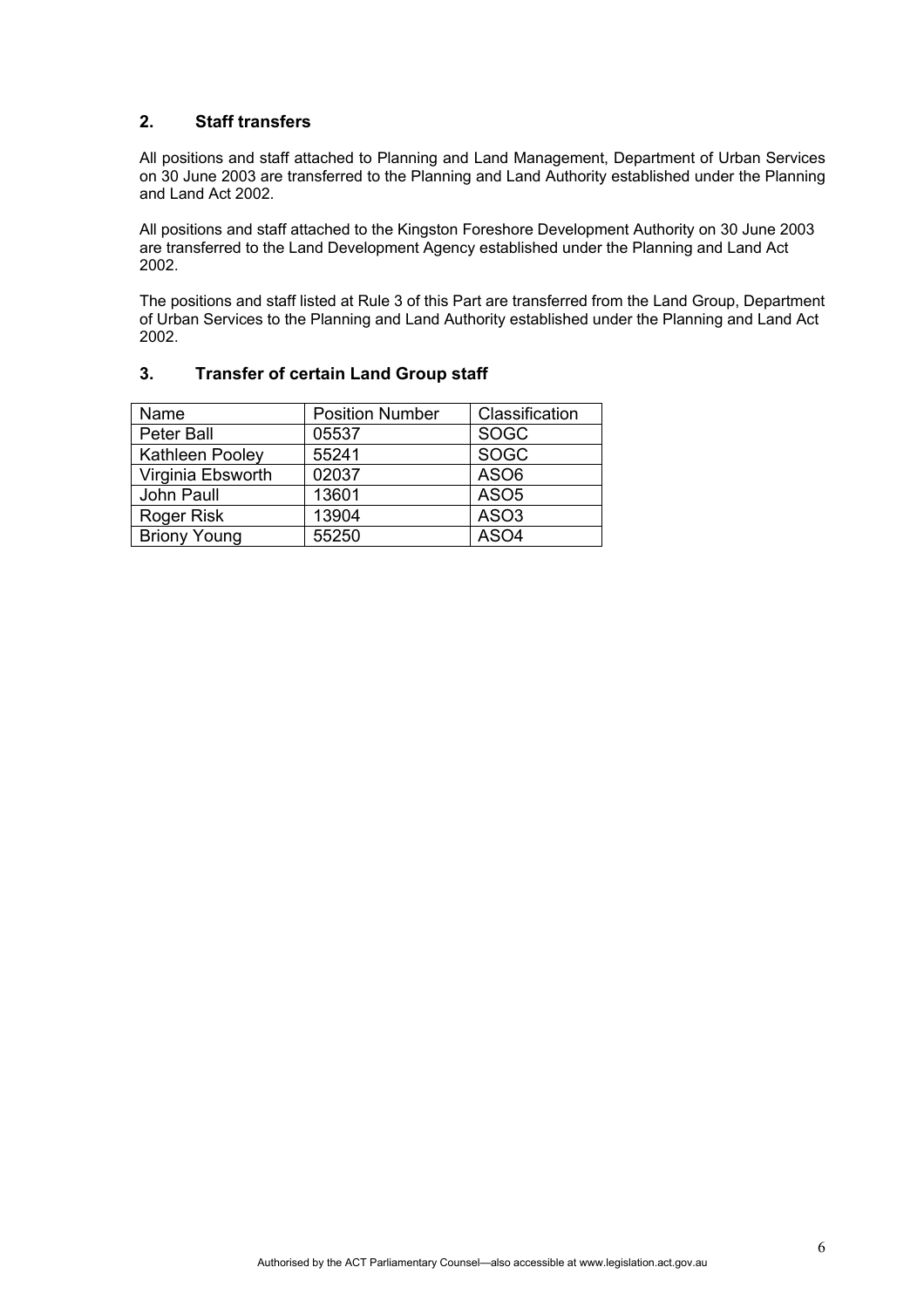## 2. Staff transfers

All positions and staff attached to Planning and Land Management, Department of Urban Services on 30 June 2003 are transferred to the Planning and Land Authority established under the Planning and Land Act 2002.

All positions and staff attached to the Kingston Foreshore Development Authority on 30 June 2003 are transferred to the Land Development Agency established under the Planning and Land Act 2002.

The positions and staff listed at Rule 3 of this Part are transferred from the Land Group, Department of Urban Services to the Planning and Land Authority established under the Planning and Land Act 2002.

## 3. Transfer of certain Land Group staff

| Name | Position Number | Classification |
|---|---|---|
| Peter Ball | 05537 | SOGC |
| Kathleen Pooley | 55241 | SOGC |
| Virginia Ebsworth | 02037 | ASO6 |
| John Paull | 13601 | ASO5 |
| Roger Risk | 13904 | ASO3 |
| Briony Young | 55250 | ASO4 |